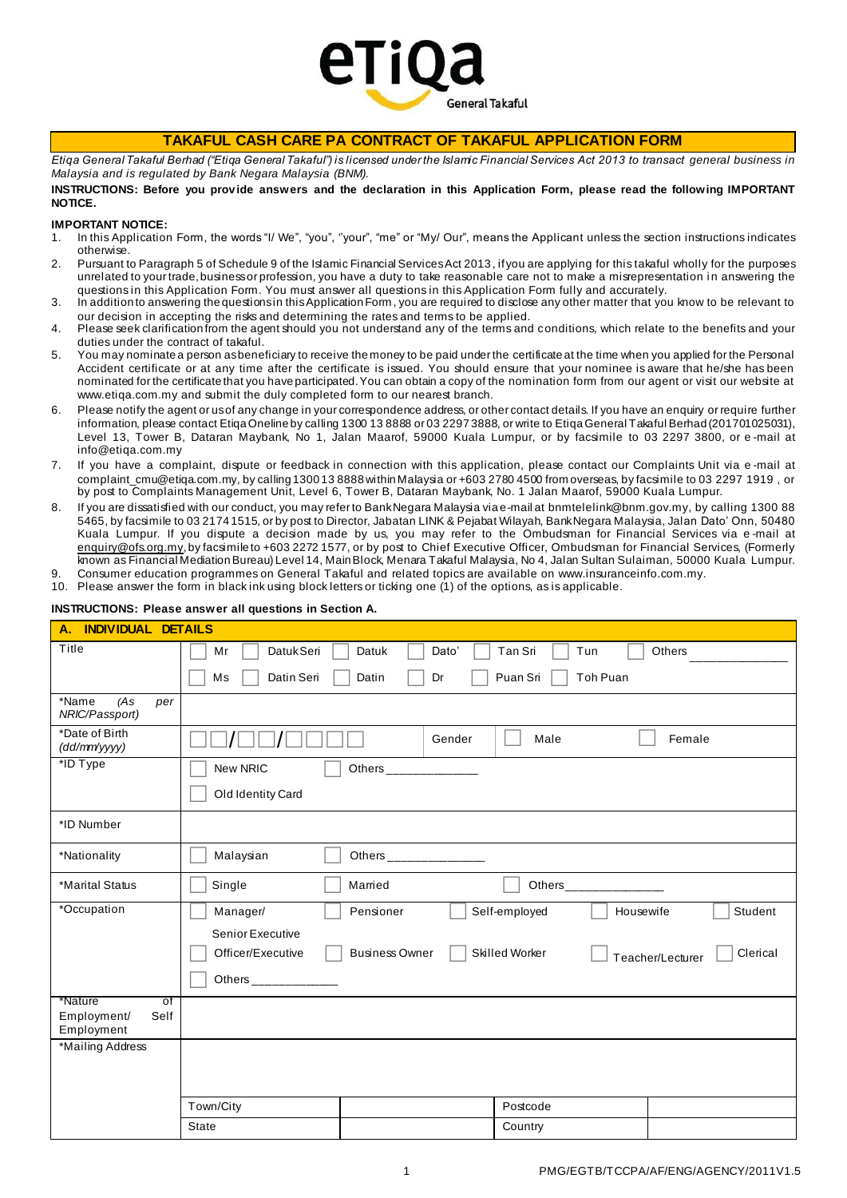eTiQa General Takaful

# TAKAFUL CASH CARE PA CONTRACT OF TAKAFUL APPLICATION FORM

*Etiqa General Takaful Berhad ("Etiqa General Takaful") is licensed under the Islamic Financial Services Act 2013 to transact general business in Malaysia and is regulated by Bank Negara Malaysia (BNM).*

**INSTRUCTIONS: Before you provide answers and the declaration in this Application Form, please read the following IMPORTANT NOTICE.**

**IMPORTANT NOTICE:**

1. In this Application Form, the words "I/ We", "you", "your", "me" or "My/ Our", means the Applicant unless the section instructions indicates otherwise.
2. Pursuant to Paragraph 5 of Schedule 9 of the Islamic Financial Services Act 2013, if you are applying for this takaful wholly for the purposes unrelated to your trade, business or profession, you have a duty to take reasonable care not to make a misrepresentation in answering the questions in this Application Form. You must answer all questions in this Application Form fully and accurately.
3. In addition to answering the questions in this Application Form, you are required to disclose any other matter that you know to be relevant to our decision in accepting the risks and determining the rates and terms to be applied.
4. Please seek clarification from the agent should you not understand any of the terms and conditions, which relate to the benefits and your duties under the contract of takaful.
5. You may nominate a person as beneficiary to receive the money to be paid under the certificate at the time when you applied for the Personal Accident certificate or at any time after the certificate is issued. You should ensure that your nominee is aware that he/she has been nominated for the certificate that you have participated. You can obtain a copy of the nomination form from our agent or visit our website at www.etiqa.com.my and submit the duly completed form to our nearest branch.
6. Please notify the agent or us of any change in your correspondence address, or other contact details. If you have an enquiry or require further information, please contact Etiqa Oneline by calling 1300 13 8888 or 03 2297 3888, or write to Etiqa General Takaful Berhad (201701025031), Level 13, Tower B, Dataran Maybank, No 1, Jalan Maarof, 59000 Kuala Lumpur, or by facsimile to 03 2297 3800, or e-mail at info@etiqa.com.my
7. If you have a complaint, dispute or feedback in connection with this application, please contact our Complaints Unit via e-mail at complaint_cmu@etiqa.com.my, by calling 1300 13 8888 within Malaysia or +603 2780 4500 from overseas, by facsimile to 03 2297 1919 , or by post to Complaints Management Unit, Level 6, Tower B, Dataran Maybank, No. 1 Jalan Maarof, 59000 Kuala Lumpur.
8. If you are dissatisfied with our conduct, you may refer to Bank Negara Malaysia via e-mail at bnmtelelink@bnm.gov.my, by calling 1300 88 5465, by facsimile to 03 2174 1515, or by post to Director, Jabatan LINK & Pejabat Wilayah, Bank Negara Malaysia, Jalan Dato' Onn, 50480 Kuala Lumpur. If you dispute a decision made by us, you may refer to the Ombudsman for Financial Services via e-mail at enquiry@ofs.org.my, by facsimile to +603 2272 1577, or by post to Chief Executive Officer, Ombudsman for Financial Services, (Formerly known as Financial Mediation Bureau) Level 14, Main Block, Menara Takaful Malaysia, No 4, Jalan Sultan Sulaiman, 50000 Kuala Lumpur.
9. Consumer education programmes on General Takaful and related topics are available on www.insuranceinfo.com.my.
10. Please answer the form in black ink using block letters or ticking one (1) of the options, as is applicable.

**INSTRUCTIONS: Please answer all questions in Section A.**

| **A. INDIVIDUAL DETAILS** | | | | |
|---|---|---|---|---|
| Title | ☐ Mr ☐ Datuk Seri ☐ Datuk ☐ Dato' ☐ Tan Sri ☐ Tun ☐ Others ______<br>☐ Ms ☐ Datin Seri ☐ Datin ☐ Dr ☐ Puan Sri ☐ Toh Puan | | | |
| *Name *(As per NRIC/Passport)* | | | | |
| *Date of Birth *(dd/mm/yyyy)* | ☐☐/☐☐/☐☐☐☐ | Gender | ☐ Male ☐ Female | |
| *ID Type | ☐ New NRIC ☐ Others ______<br>☐ Old Identity Card | | | |
| *ID Number | | | | |
| *Nationality | ☐ Malaysian ☐ Others ______ | | | |
| *Marital Status | ☐ Single ☐ Married ☐ Others ______ | | | |
| *Occupation | ☐ Manager/ Senior Executive ☐ Pensioner ☐ Self-employed ☐ Housewife ☐ Student<br>☐ Officer/Executive ☐ Business Owner ☐ Skilled Worker ☐ Teacher/Lecturer ☐ Clerical<br>☐ Others ______ | | | |
| *Nature of Employment/ Self Employment | | | | |
| *Mailing Address | | | | |
| | Town/City | | Postcode | |
| | State | | Country | |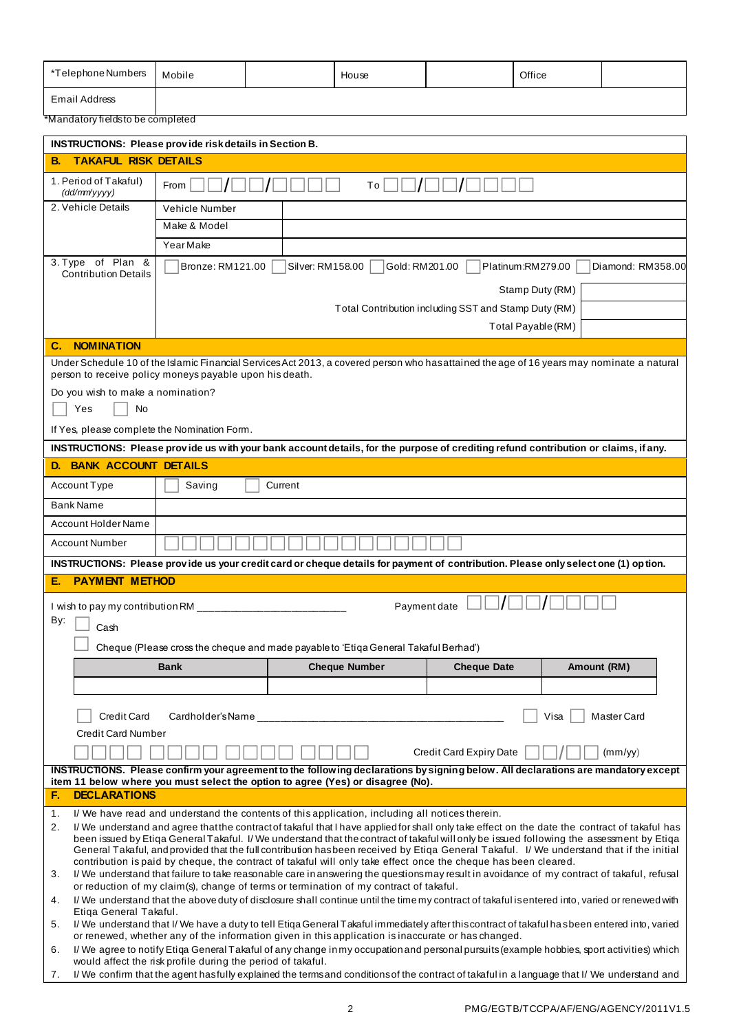| *Telephone Numbers | Mobile | | House | | Office | |
|---|---|---|---|---|---|---|
| Email Address | | | | | | |

*Mandatory fields to be completed

**INSTRUCTIONS: Please provide risk details in Section B.**

## B. TAKAFUL RISK DETAILS

| | | |
|---|---|---|
| 1. Period of Takaful) *(dd/mm/yyyy)* | From ☐☐/☐☐/☐☐☐☐ To ☐☐/☐☐/☐☐☐☐ | |
| 2. Vehicle Details | Vehicle Number | |
| | Make & Model | |
| | Year Make | |
| 3. Type of Plan & Contribution Details | ☐ Bronze: RM121.00 ☐ Silver: RM158.00 ☐ Gold: RM201.00 ☐ Platinum:RM279.00 ☐ Diamond: RM358.00 | |
| | Stamp Duty (RM) | |
| | Total Contribution including SST and Stamp Duty (RM) | |
| | Total Payable (RM) | |

## C. NOMINATION

Under Schedule 10 of the Islamic Financial Services Act 2013, a covered person who has attained the age of 16 years may nominate a natural person to receive policy moneys payable upon his death.

Do you wish to make a nomination?

☐ Yes ☐ No

If Yes, please complete the Nomination Form.

**INSTRUCTIONS: Please provide us with your bank account details, for the purpose of crediting refund contribution or claims, if any.**

## D. BANK ACCOUNT DETAILS

| | |
|---|---|
| Account Type | ☐ Saving ☐ Current |
| Bank Name | |
| Account Holder Name | |
| Account Number | ☐☐☐☐☐☐☐☐☐☐☐☐☐☐☐☐☐ |

**INSTRUCTIONS: Please provide us your credit card or cheque details for payment of contribution. Please only select one (1) option.**

## E. PAYMENT METHOD

I wish to pay my contribution RM ______________________ Payment date ☐☐/☐☐/☐☐☐☐

By: ☐ Cash

☐ Cheque (Please cross the cheque and made payable to 'Etiqa General Takaful Berhad')

| Bank | Cheque Number | Cheque Date | Amount (RM) |
|---|---|---|---|
| | | | |

☐ Credit Card Cardholder's Name ________________________________________ ☐ Visa ☐ Master Card

Credit Card Number

☐☐☐☐ ☐☐☐☐ ☐☐☐☐ ☐☐☐☐ Credit Card Expiry Date ☐☐/☐☐ (mm/yy)

**INSTRUCTIONS. Please confirm your agreement to the following declarations by signing below. All declarations are mandatory except item 11 below where you must select the option to agree (Yes) or disagree (No).**

## F. DECLARATIONS

1. I/ We have read and understand the contents of this application, including all notices therein.
2. I/ We understand and agree that the contract of takaful that I have applied for shall only take effect on the date the contract of takaful has been issued by Etiqa General Takaful. I/ We understand that the contract of takaful will only be issued following the assessment by Etiqa General Takaful, and provided that the full contribution has been received by Etiqa General Takaful. I/ We understand that if the initial contribution is paid by cheque, the contract of takaful will only take effect once the cheque has been cleared.
3. I/ We understand that failure to take reasonable care in answering the questions may result in avoidance of my contract of takaful, refusal or reduction of my claim(s), change of terms or termination of my contract of takaful.
4. I/ We understand that the above duty of disclosure shall continue until the time my contract of takaful is entered into, varied or renewed with Etiqa General Takaful.
5. I/ We understand that I/ We have a duty to tell Etiqa General Takaful immediately after this contract of takaful has been entered into, varied or renewed, whether any of the information given in this application is inaccurate or has changed.
6. I/ We agree to notify Etiqa General Takaful of any change in my occupation and personal pursuits (example hobbies, sport activities) which would affect the risk profile during the period of takaful.
7. I/ We confirm that the agent has fully explained the terms and conditions of the contract of takaful in a language that I/ We understand and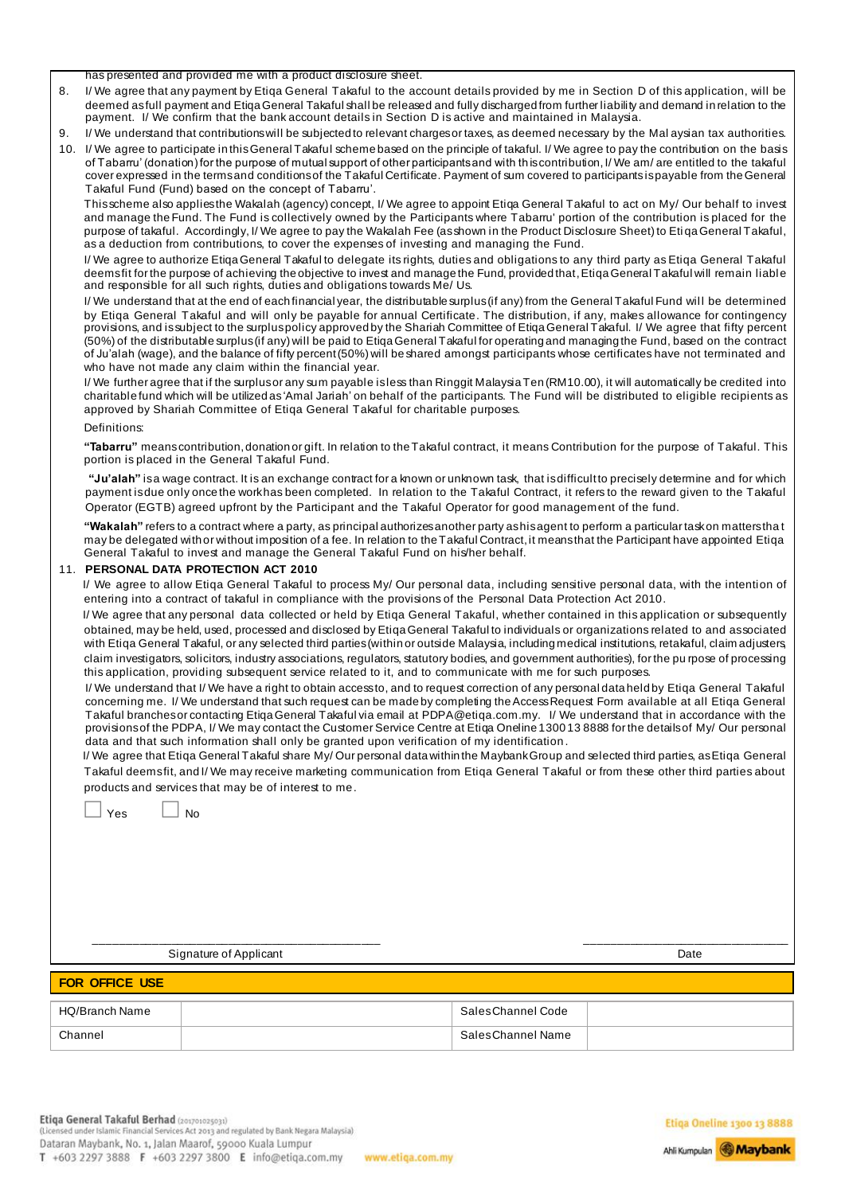has presented and provided me with a product disclosure sheet.

8. I/ We agree that any payment by Etiqa General Takaful to the account details provided by me in Section D of this application, will be deemed as full payment and Etiqa General Takaful shall be released and fully discharged from further liability and demand in relation to the payment. I/ We confirm that the bank account details in Section D is active and maintained in Malaysia.
9. I/ We understand that contributions will be subjected to relevant charges or taxes, as deemed necessary by the Malaysian tax authorities.
10. I/ We agree to participate in this General Takaful scheme based on the principle of takaful. I/ We agree to pay the contribution on the basis of Tabarru' (donation) for the purpose of mutual support of other participants and with this contribution, I/ We am/ are entitled to the takaful cover expressed in the terms and conditions of the Takaful Certificate. Payment of sum covered to participants is payable from the General Takaful Fund (Fund) based on the concept of Tabarru'.

    This scheme also applies the Wakalah (agency) concept, I/ We agree to appoint Etiqa General Takaful to act on My/ Our behalf to invest and manage the Fund. The Fund is collectively owned by the Participants where Tabarru' portion of the contribution is placed for the purpose of takaful. Accordingly, I/ We agree to pay the Wakalah Fee (as shown in the Product Disclosure Sheet) to Etiqa General Takaful, as a deduction from contributions, to cover the expenses of investing and managing the Fund.

    I/ We agree to authorize Etiqa General Takaful to delegate its rights, duties and obligations to any third party as Etiqa General Takaful deems fit for the purpose of achieving the objective to invest and manage the Fund, provided that, Etiqa General Takaful will remain liable and responsible for all such rights, duties and obligations towards Me/ Us.

    I/ We understand that at the end of each financial year, the distributable surplus (if any) from the General Takaful Fund will be determined by Etiqa General Takaful and will only be payable for annual Certificate. The distribution, if any, makes allowance for contingency provisions, and is subject to the surplus policy approved by the Shariah Committee of Etiqa General Takaful. I/ We agree that fifty percent (50%) of the distributable surplus (if any) will be paid to Etiqa General Takaful for operating and managing the Fund, based on the contract of Ju'alah (wage), and the balance of fifty percent (50%) will be shared amongst participants whose certificates have not terminated and who have not made any claim within the financial year.

    I/ We further agree that if the surplus or any sum payable is less than Ringgit Malaysia Ten (RM10.00), it will automatically be credited into charitable fund which will be utilized as 'Amal Jariah' on behalf of the participants. The Fund will be distributed to eligible recipients as approved by Shariah Committee of Etiqa General Takaful for charitable purposes.

    Definitions:

    **"Tabarru"** means contribution, donation or gift. In relation to the Takaful contract, it means Contribution for the purpose of Takaful. This portion is placed in the General Takaful Fund.

    **"Ju'alah"** is a wage contract. It is an exchange contract for a known or unknown task, that is difficult to precisely determine and for which payment is due only once the work has been completed. In relation to the Takaful Contract, it refers to the reward given to the Takaful Operator (EGTB) agreed upfront by the Participant and the Takaful Operator for good management of the fund.

    **"Wakalah"** refers to a contract where a party, as principal authorizes another party as his agent to perform a particular task on matters that may be delegated with or without imposition of a fee. In relation to the Takaful Contract, it means that the Participant have appointed Etiqa General Takaful to invest and manage the General Takaful Fund on his/her behalf.

11. **PERSONAL DATA PROTECTION ACT 2010**

    I/ We agree to allow Etiqa General Takaful to process My/ Our personal data, including sensitive personal data, with the intention of entering into a contract of takaful in compliance with the provisions of the Personal Data Protection Act 2010.

    I/ We agree that any personal data collected or held by Etiqa General Takaful, whether contained in this application or subsequently obtained, may be held, used, processed and disclosed by Etiqa General Takaful to individuals or organizations related to and associated with Etiqa General Takaful, or any selected third parties (within or outside Malaysia, including medical institutions, retakaful, claim adjusters, claim investigators, solicitors, industry associations, regulators, statutory bodies, and government authorities), for the purpose of processing this application, providing subsequent service related to it, and to communicate with me for such purposes.

    I/ We understand that I/ We have a right to obtain access to, and to request correction of any personal data held by Etiqa General Takaful concerning me. I/ We understand that such request can be made by completing the Access Request Form available at all Etiqa General Takaful branches or contacting Etiqa General Takaful via email at PDPA@etiqa.com.my. I/ We understand that in accordance with the provisions of the PDPA, I/ We may contact the Customer Service Centre at Etiqa Oneline 1300 13 8888 for the details of My/ Our personal data and that such information shall only be granted upon verification of my identification.

    I/ We agree that Etiqa General Takaful share My/ Our personal data within the Maybank Group and selected third parties, as Etiqa General Takaful deems fit, and I/ We may receive marketing communication from Etiqa General Takaful or from these other third parties about products and services that may be of interest to me.

    ☐ Yes ☐ No

\_\_\_\_\_\_\_\_\_\_\_\_\_\_\_\_\_\_\_\_\_\_\_\_\_\_\_\_\_\_ Signature of Applicant

\_\_\_\_\_\_\_\_\_\_\_\_\_\_\_\_\_\_\_\_ Date

**FOR OFFICE USE**

| | | | |
|---|---|---|---|
| HQ/Branch Name | | Sales Channel Code | |
| Channel | | Sales Channel Name | |

Etiqa General Takaful Berhad (201701025031)
(Licensed under Islamic Financial Services Act 2013 and regulated by Bank Negara Malaysia)
Dataran Maybank, No. 1, Jalan Maarof, 59000 Kuala Lumpur
T +603 2297 3888 F +603 2297 3800 E info@etiqa.com.my www.etiqa.com.my

Etiqa Oneline 1300 13 8888
Ahli Kumpulan Maybank